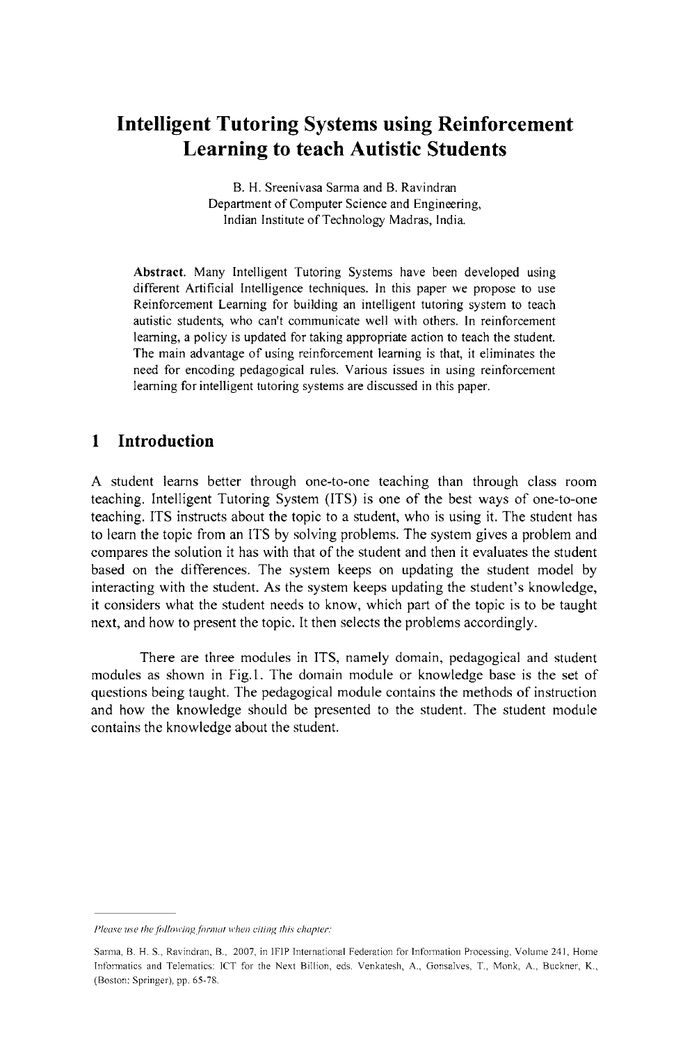# Intelligent Tutoring Systems using Reinforcement Learning to teach Autistic Students

B. H. Sreenivasa Sarma and B. Ravindran
Department of Computer Science and Engineering,
Indian Institute of Technology Madras, India.

**Abstract.** Many Intelligent Tutoring Systems have been developed using different Artificial Intelligence techniques. In this paper we propose to use Reinforcement Learning for building an intelligent tutoring system to teach autistic students, who can't communicate well with others. In reinforcement learning, a policy is updated for taking appropriate action to teach the student. The main advantage of using reinforcement learning is that, it eliminates the need for encoding pedagogical rules. Various issues in using reinforcement learning for intelligent tutoring systems are discussed in this paper.

## 1 Introduction

A student learns better through one-to-one teaching than through class room teaching. Intelligent Tutoring System (ITS) is one of the best ways of one-to-one teaching. ITS instructs about the topic to a student, who is using it. The student has to learn the topic from an ITS by solving problems. The system gives a problem and compares the solution it has with that of the student and then it evaluates the student based on the differences. The system keeps on updating the student model by interacting with the student. As the system keeps updating the student's knowledge, it considers what the student needs to know, which part of the topic is to be taught next, and how to present the topic. It then selects the problems accordingly.

There are three modules in ITS, namely domain, pedagogical and student modules as shown in Fig.1. The domain module or knowledge base is the set of questions being taught. The pedagogical module contains the methods of instruction and how the knowledge should be presented to the student. The student module contains the knowledge about the student.

---

*Please use the following format when citing this chapter:*

Sarma, B. H. S., Ravindran, B., 2007, in IFIP International Federation for Information Processing, Volume 241, Home Informatics and Telematics: ICT for the Next Billion, eds. Venkatesh, A., Gonsalves, T., Monk, A., Buckner, K., (Boston: Springer), pp. 65-78.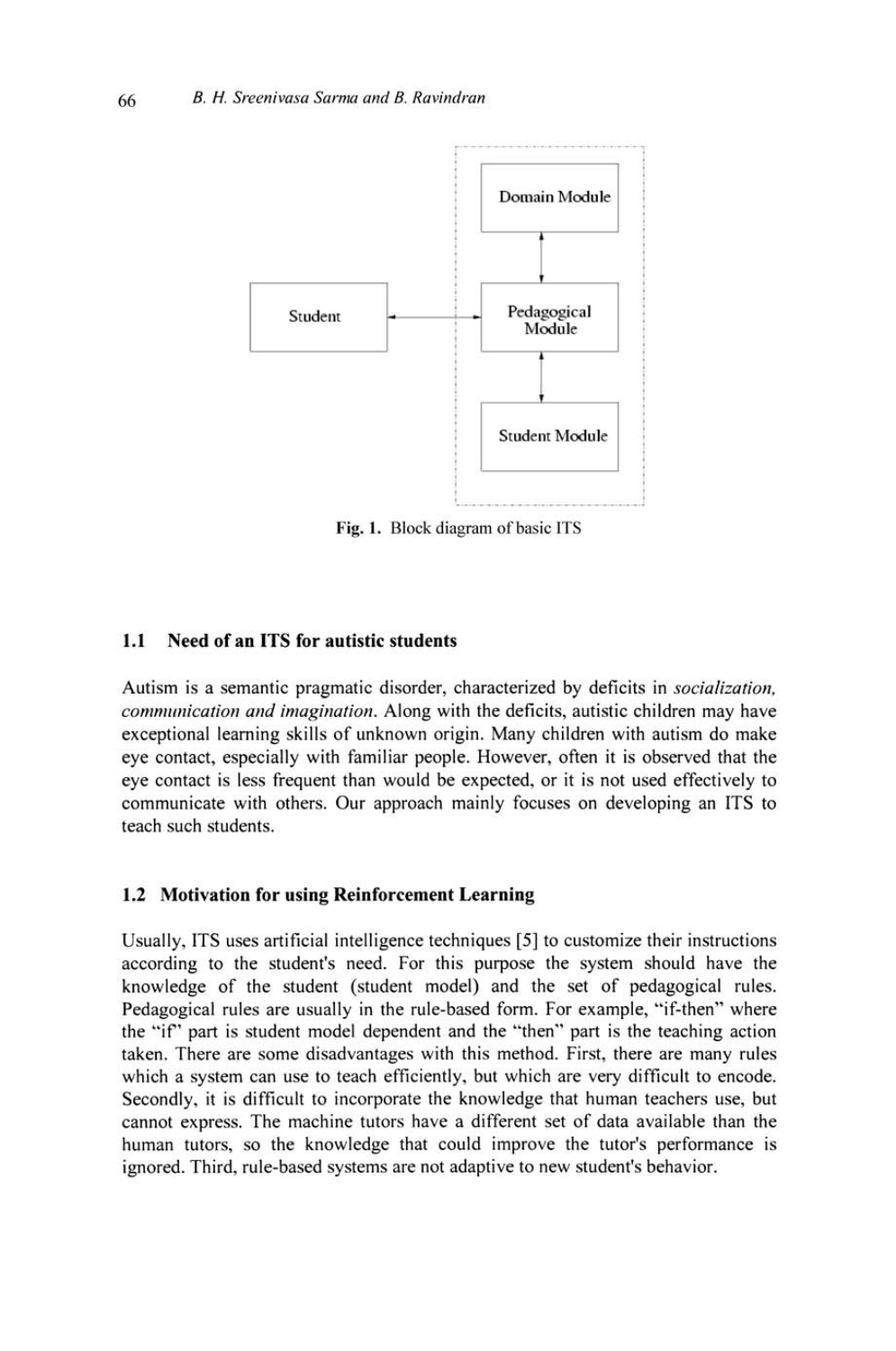Fig. 1. Block diagram of basic ITS

### 1.1 Need of an ITS for autistic students

Autism is a semantic pragmatic disorder, characterized by deficits in *socialization, communication and imagination*. Along with the deficits, autistic children may have exceptional learning skills of unknown origin. Many children with autism do make eye contact, especially with familiar people. However, often it is observed that the eye contact is less frequent than would be expected, or it is not used effectively to communicate with others. Our approach mainly focuses on developing an ITS to teach such students.

### 1.2 Motivation for using Reinforcement Learning

Usually, ITS uses artificial intelligence techniques [5] to customize their instructions according to the student's need. For this purpose the system should have the knowledge of the student (student model) and the set of pedagogical rules. Pedagogical rules are usually in the rule-based form. For example, "if-then" where the "if" part is student model dependent and the "then" part is the teaching action taken. There are some disadvantages with this method. First, there are many rules which a system can use to teach efficiently, but which are very difficult to encode. Secondly, it is difficult to incorporate the knowledge that human teachers use, but cannot express. The machine tutors have a different set of data available than the human tutors, so the knowledge that could improve the tutor's performance is ignored. Third, rule-based systems are not adaptive to new student's behavior.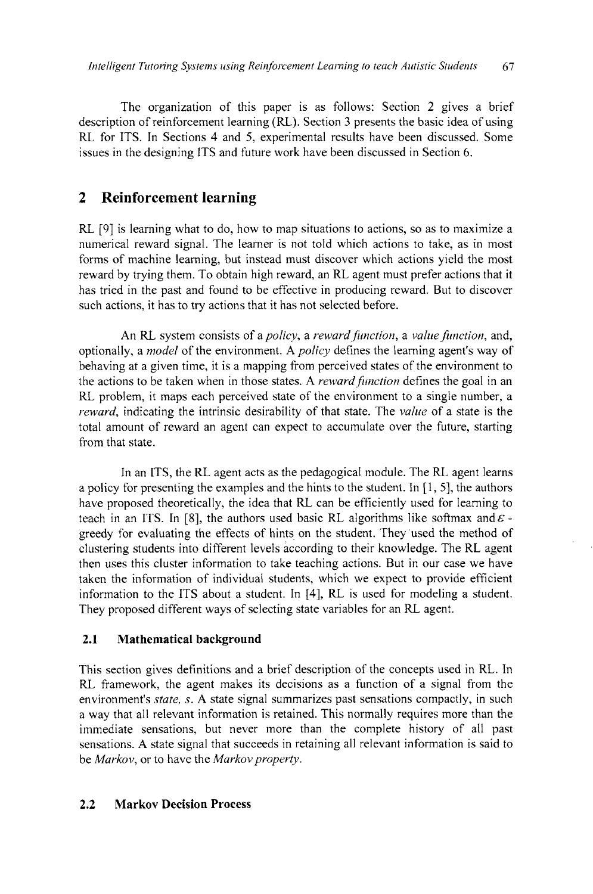The organization of this paper is as follows: Section 2 gives a brief description of reinforcement learning (RL). Section 3 presents the basic idea of using RL for ITS. In Sections 4 and 5, experimental results have been discussed. Some issues in the designing ITS and future work have been discussed in Section 6.

## 2 Reinforcement learning

RL [9] is learning what to do, how to map situations to actions, so as to maximize a numerical reward signal. The learner is not told which actions to take, as in most forms of machine learning, but instead must discover which actions yield the most reward by trying them. To obtain high reward, an RL agent must prefer actions that it has tried in the past and found to be effective in producing reward. But to discover such actions, it has to try actions that it has not selected before.

An RL system consists of a *policy*, a *reward function*, a *value function*, and, optionally, a *model* of the environment. A *policy* defines the learning agent's way of behaving at a given time, it is a mapping from perceived states of the environment to the actions to be taken when in those states. A *reward function* defines the goal in an RL problem, it maps each perceived state of the environment to a single number, a *reward*, indicating the intrinsic desirability of that state. The *value* of a state is the total amount of reward an agent can expect to accumulate over the future, starting from that state.

In an ITS, the RL agent acts as the pedagogical module. The RL agent learns a policy for presenting the examples and the hints to the student. In [1, 5], the authors have proposed theoretically, the idea that RL can be efficiently used for learning to teach in an ITS. In [8], the authors used basic RL algorithms like softmax and $\varepsilon$-greedy for evaluating the effects of hints on the student. They used the method of clustering students into different levels according to their knowledge. The RL agent then uses this cluster information to take teaching actions. But in our case we have taken the information of individual students, which we expect to provide efficient information to the ITS about a student. In [4], RL is used for modeling a student. They proposed different ways of selecting state variables for an RL agent.

### 2.1 Mathematical background

This section gives definitions and a brief description of the concepts used in RL. In RL framework, the agent makes its decisions as a function of a signal from the environment's *state, s*. A state signal summarizes past sensations compactly, in such a way that all relevant information is retained. This normally requires more than the immediate sensations, but never more than the complete history of all past sensations. A state signal that succeeds in retaining all relevant information is said to be *Markov*, or to have the *Markov property*.

### 2.2 Markov Decision Process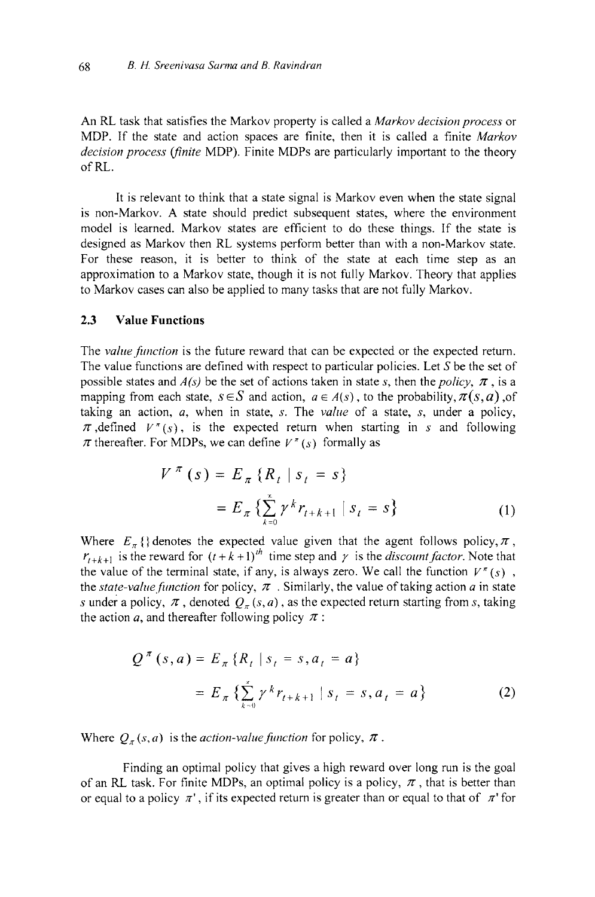An RL task that satisfies the Markov property is called a *Markov decision process* or MDP. If the state and action spaces are finite, then it is called a finite *Markov decision process* (*finite* MDP). Finite MDPs are particularly important to the theory of RL.

It is relevant to think that a state signal is Markov even when the state signal is non-Markov. A state should predict subsequent states, where the environment model is learned. Markov states are efficient to do these things. If the state is designed as Markov then RL systems perform better than with a non-Markov state. For these reason, it is better to think of the state at each time step as an approximation to a Markov state, though it is not fully Markov. Theory that applies to Markov cases can also be applied to many tasks that are not fully Markov.

### 2.3 Value Functions

The *value function* is the future reward that can be expected or the expected return. The value functions are defined with respect to particular policies. Let $S$ be the set of possible states and $A(s)$ be the set of actions taken in state $s$, then the *policy*, $\pi$, is a mapping from each state, $s \in S$ and action, $a \in A(s)$, to the probability, $\pi(s,a)$, of taking an action, $a$, when in state, $s$. The *value* of a state, $s$, under a policy, $\pi$, defined $V^{\pi}(s)$, is the expected return when starting in $s$ and following $\pi$ thereafter. For MDPs, we can define $V^{\pi}(s)$ formally as

$$V^{\pi}(s) = E_{\pi}\{R_t \mid s_t = s\}$$
$$= E_{\pi}\{\sum_{k=0}^{\infty} \gamma^k r_{t+k+1} \mid s_t = s\} \tag{1}$$

Where $E_{\pi}\{\}$ denotes the expected value given that the agent follows policy, $\pi$, $r_{t+k+1}$ is the reward for $(t+k+1)^{th}$ time step and $\gamma$ is the *discount factor*. Note that the value of the terminal state, if any, is always zero. We call the function $V^{\pi}(s)$, the *state-value function* for policy, $\pi$. Similarly, the value of taking action $a$ in state $s$ under a policy, $\pi$, denoted $Q_{\pi}(s,a)$, as the expected return starting from $s$, taking the action $a$, and thereafter following policy $\pi$:

$$Q^{\pi}(s,a) = E_{\pi}\{R_t \mid s_t = s, a_t = a\}$$
$$= E_{\pi}\{\sum_{k=0}^{\infty} \gamma^k r_{t+k+1} \mid s_t = s, a_t = a\} \tag{2}$$

Where $Q_{\pi}(s,a)$ is the *action-value function* for policy, $\pi$.

Finding an optimal policy that gives a high reward over long run is the goal of an RL task. For finite MDPs, an optimal policy is a policy, $\pi$, that is better than or equal to a policy $\pi'$, if its expected return is greater than or equal to that of $\pi'$ for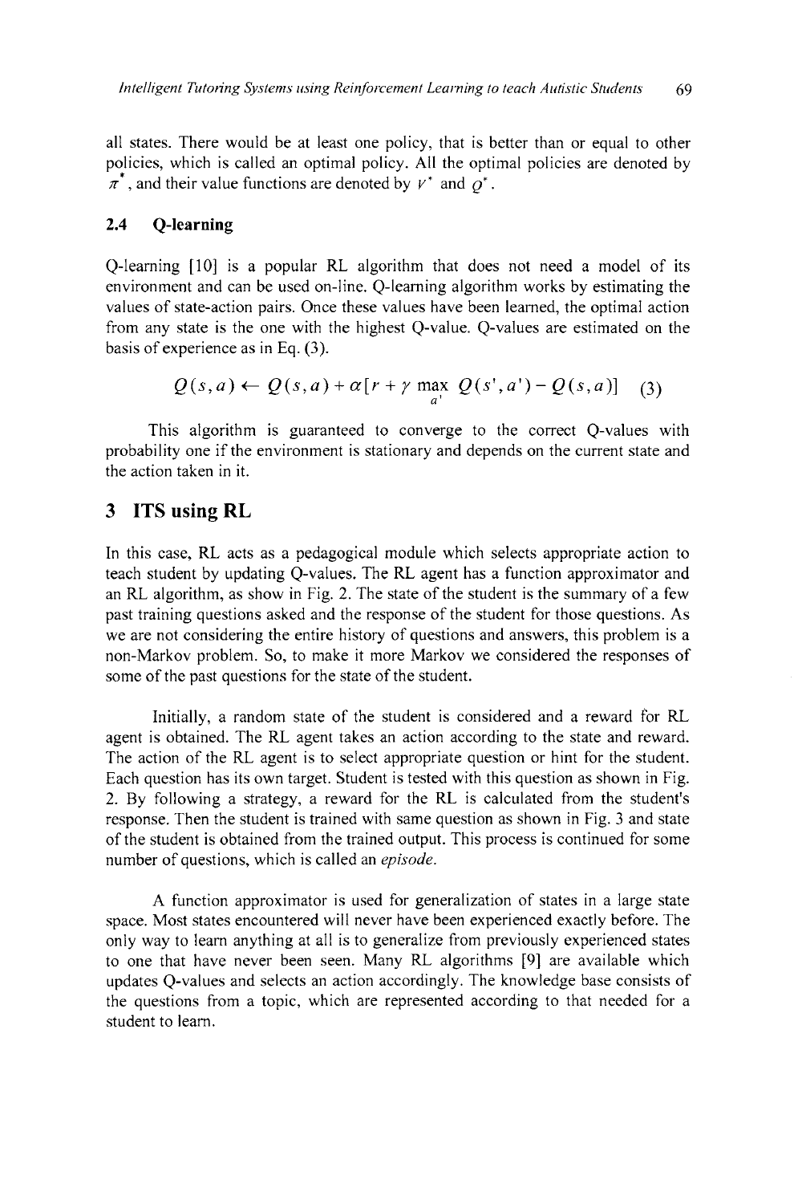all states. There would be at least one policy, that is better than or equal to other policies, which is called an optimal policy. All the optimal policies are denoted by $\pi^*$, and their value functions are denoted by $V^*$ and $Q^*$.

### 2.4 Q-learning

Q-learning [10] is a popular RL algorithm that does not need a model of its environment and can be used on-line. Q-learning algorithm works by estimating the values of state-action pairs. Once these values have been learned, the optimal action from any state is the one with the highest Q-value. Q-values are estimated on the basis of experience as in Eq. (3).

$$Q(s,a) \leftarrow Q(s,a) + \alpha[r + \gamma \max_{a'} Q(s',a') - Q(s,a)] \quad (3)$$

This algorithm is guaranteed to converge to the correct Q-values with probability one if the environment is stationary and depends on the current state and the action taken in it.

## 3 ITS using RL

In this case, RL acts as a pedagogical module which selects appropriate action to teach student by updating Q-values. The RL agent has a function approximator and an RL algorithm, as show in Fig. 2. The state of the student is the summary of a few past training questions asked and the response of the student for those questions. As we are not considering the entire history of questions and answers, this problem is a non-Markov problem. So, to make it more Markov we considered the responses of some of the past questions for the state of the student.

Initially, a random state of the student is considered and a reward for RL agent is obtained. The RL agent takes an action according to the state and reward. The action of the RL agent is to select appropriate question or hint for the student. Each question has its own target. Student is tested with this question as shown in Fig. 2. By following a strategy, a reward for the RL is calculated from the student's response. Then the student is trained with same question as shown in Fig. 3 and state of the student is obtained from the trained output. This process is continued for some number of questions, which is called an *episode*.

A function approximator is used for generalization of states in a large state space. Most states encountered will never have been experienced exactly before. The only way to learn anything at all is to generalize from previously experienced states to one that have never been seen. Many RL algorithms [9] are available which updates Q-values and selects an action accordingly. The knowledge base consists of the questions from a topic, which are represented according to that needed for a student to learn.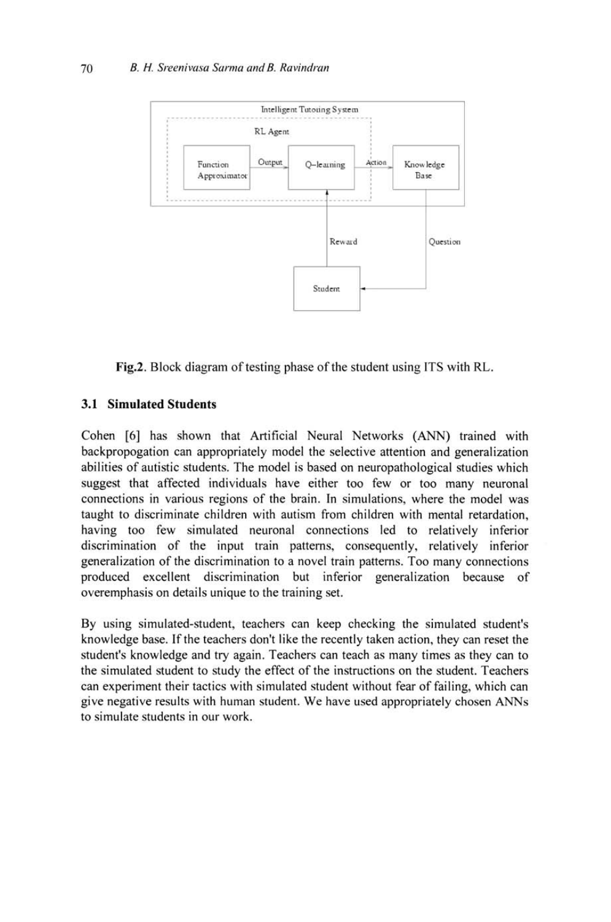Fig.2. Block diagram of testing phase of the student using ITS with RL.

### 3.1 Simulated Students

Cohen [6] has shown that Artificial Neural Networks (ANN) trained with backpropogation can appropriately model the selective attention and generalization abilities of autistic students. The model is based on neuropathological studies which suggest that affected individuals have either too few or too many neuronal connections in various regions of the brain. In simulations, where the model was taught to discriminate children with autism from children with mental retardation, having too few simulated neuronal connections led to relatively inferior discrimination of the input train patterns, consequently, relatively inferior generalization of the discrimination to a novel train patterns. Too many connections produced excellent discrimination but inferior generalization because of overemphasis on details unique to the training set.

By using simulated-student, teachers can keep checking the simulated student's knowledge base. If the teachers don't like the recently taken action, they can reset the student's knowledge and try again. Teachers can teach as many times as they can to the simulated student to study the effect of the instructions on the student. Teachers can experiment their tactics with simulated student without fear of failing, which can give negative results with human student. We have used appropriately chosen ANNs to simulate students in our work.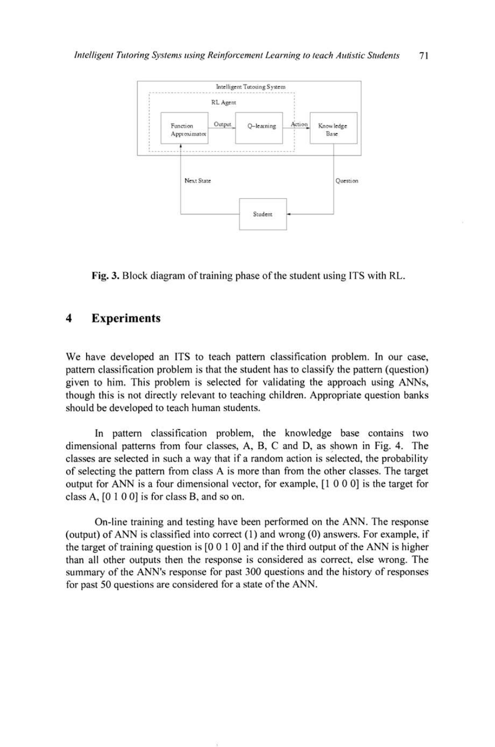Fig. 3. Block diagram of training phase of the student using ITS with RL.

## 4 Experiments

We have developed an ITS to teach pattern classification problem. In our case, pattern classification problem is that the student has to classify the pattern (question) given to him. This problem is selected for validating the approach using ANNs, though this is not directly relevant to teaching children. Appropriate question banks should be developed to teach human students.

In pattern classification problem, the knowledge base contains two dimensional patterns from four classes, A, B, C and D, as shown in Fig. 4. The classes are selected in such a way that if a random action is selected, the probability of selecting the pattern from class A is more than from the other classes. The target output for ANN is a four dimensional vector, for example, [1 0 0 0] is the target for class A, [0 1 0 0] is for class B, and so on.

On-line training and testing have been performed on the ANN. The response (output) of ANN is classified into correct (1) and wrong (0) answers. For example, if the target of training question is [0 0 1 0] and if the third output of the ANN is higher than all other outputs then the response is considered as correct, else wrong. The summary of the ANN's response for past 300 questions and the history of responses for past 50 questions are considered for a state of the ANN.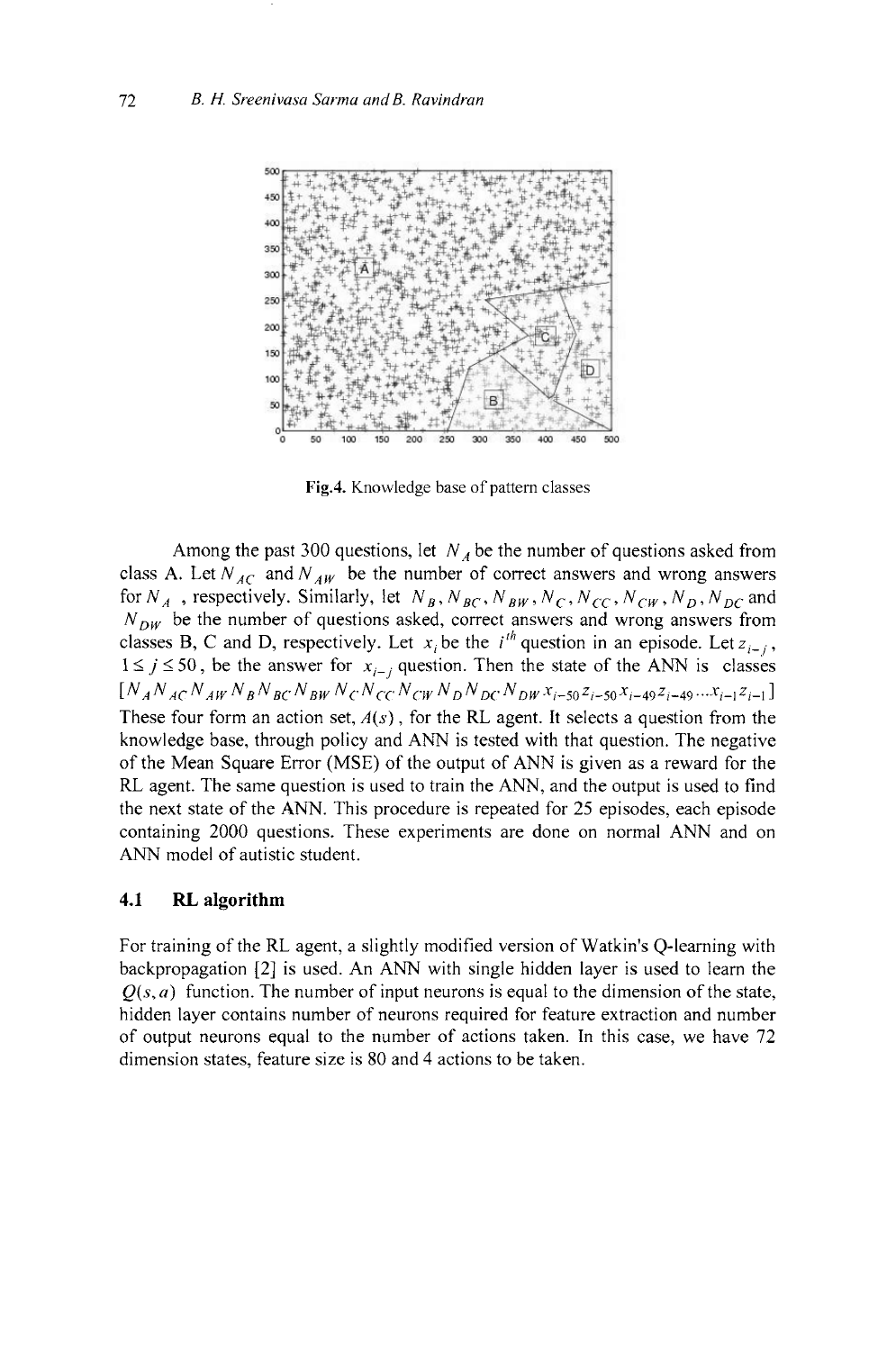**Fig.4.** Knowledge base of pattern classes

Among the past 300 questions, let $N_A$ be the number of questions asked from class A. Let $N_{AC}$ and $N_{AW}$ be the number of correct answers and wrong answers for $N_A$ , respectively. Similarly, let $N_B, N_{BC}, N_{BW}, N_C, N_{CC}, N_{CW}, N_D, N_{DC}$ and $N_{DW}$ be the number of questions asked, correct answers and wrong answers from classes B, C and D, respectively. Let $x_i$ be the $i^{th}$ question in an episode. Let $z_{i-j}$, $1 \leq j \leq 50$, be the answer for $x_{i-j}$ question. Then the state of the ANN is classes $[N_A N_{AC} N_{AW} N_B N_{BC} N_{BW} N_C N_{CC} N_{CW} N_D N_{DC} N_{DW} x_{i-50} z_{i-50} x_{i-49} z_{i-49} \ldots x_{i-1} z_{i-1}]$ These four form an action set, $A(s)$, for the RL agent. It selects a question from the knowledge base, through policy and ANN is tested with that question. The negative of the Mean Square Error (MSE) of the output of ANN is given as a reward for the RL agent. The same question is used to train the ANN, and the output is used to find the next state of the ANN. This procedure is repeated for 25 episodes, each episode containing 2000 questions. These experiments are done on normal ANN and on ANN model of autistic student.

### 4.1 RL algorithm

For training of the RL agent, a slightly modified version of Watkin's Q-learning with backpropagation [2] is used. An ANN with single hidden layer is used to learn the $Q(s, a)$ function. The number of input neurons is equal to the dimension of the state, hidden layer contains number of neurons required for feature extraction and number of output neurons equal to the number of actions taken. In this case, we have 72 dimension states, feature size is 80 and 4 actions to be taken.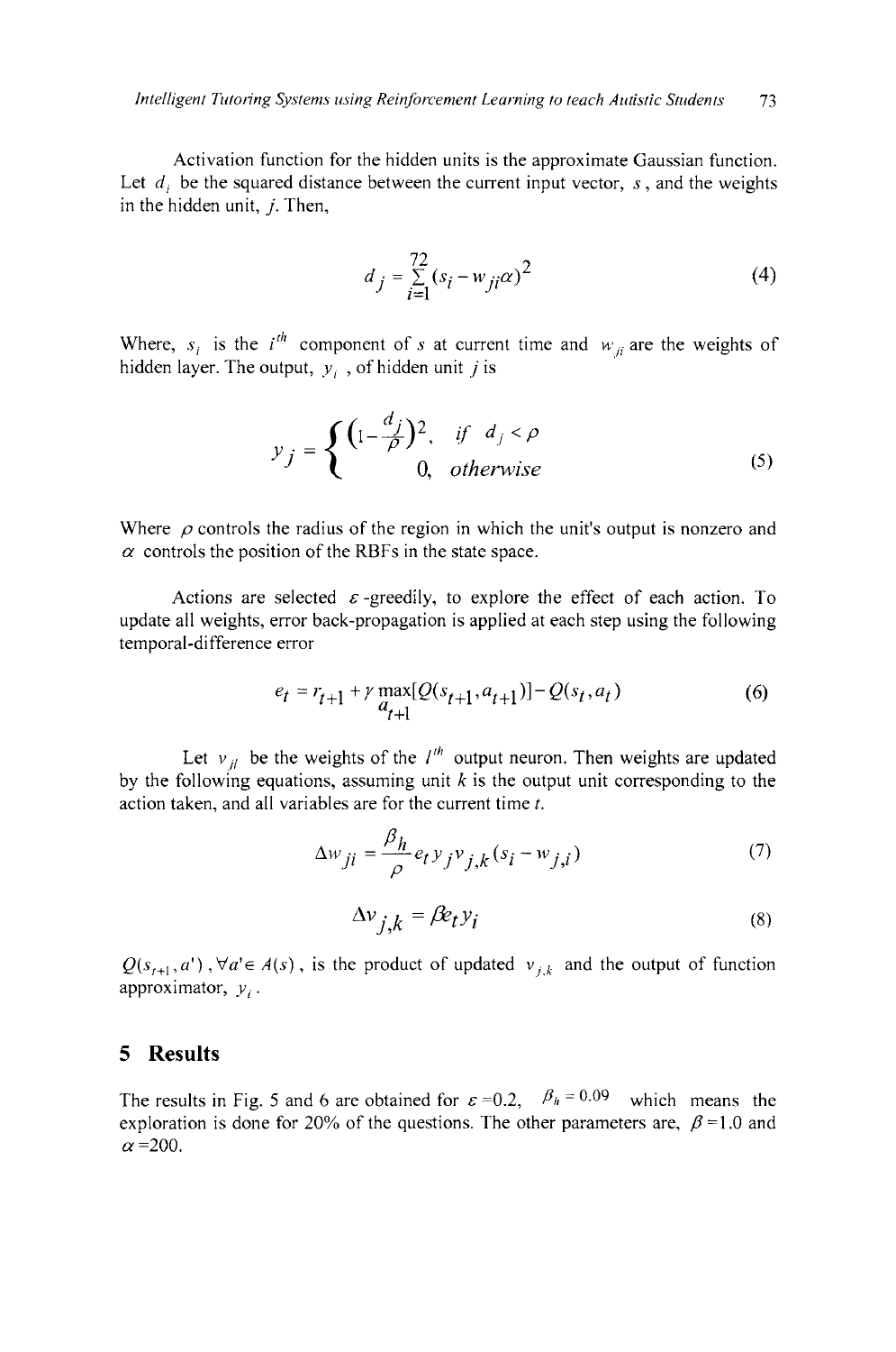Activation function for the hidden units is the approximate Gaussian function. Let $d_i$ be the squared distance between the current input vector, $s$, and the weights in the hidden unit, $j$. Then,

$$d_j = \sum_{i=1}^{72} (s_i - w_{ji}\alpha)^2 \tag{4}$$

Where, $s_i$ is the $i^{th}$ component of $s$ at current time and $w_{ji}$ are the weights of hidden layer. The output, $y_i$, of hidden unit $j$ is

$$y_j = \begin{cases} \left(1 - \frac{d_j}{\rho}\right)^2, & \text{if } d_j < \rho \\ 0, & \text{otherwise} \end{cases} \tag{5}$$

Where $\rho$ controls the radius of the region in which the unit's output is nonzero and $\alpha$ controls the position of the RBFs in the state space.

Actions are selected $\varepsilon$-greedily, to explore the effect of each action. To update all weights, error back-propagation is applied at each step using the following temporal-difference error

$$e_t = r_{t+1} + \gamma \max_{a_{t+1}} [Q(s_{t+1}, a_{t+1})] - Q(s_t, a_t) \tag{6}$$

Let $v_{jl}$ be the weights of the $l^{th}$ output neuron. Then weights are updated by the following equations, assuming unit $k$ is the output unit corresponding to the action taken, and all variables are for the current time $t$.

$$\Delta w_{ji} = \frac{\beta_h}{\rho} e_t y_j v_{j,k} (s_i - w_{j,i}) \tag{7}$$

$$\Delta v_{j,k} = \beta e_t y_i \tag{8}$$

$Q(s_{t+1}, a'), \forall a' \in A(s)$, is the product of updated $v_{j,k}$ and the output of function approximator, $y_i$.

## 5 Results

The results in Fig. 5 and 6 are obtained for $\varepsilon = 0.2$, $\beta_h = 0.09$ which means the exploration is done for 20% of the questions. The other parameters are, $\beta = 1.0$ and $\alpha = 200$.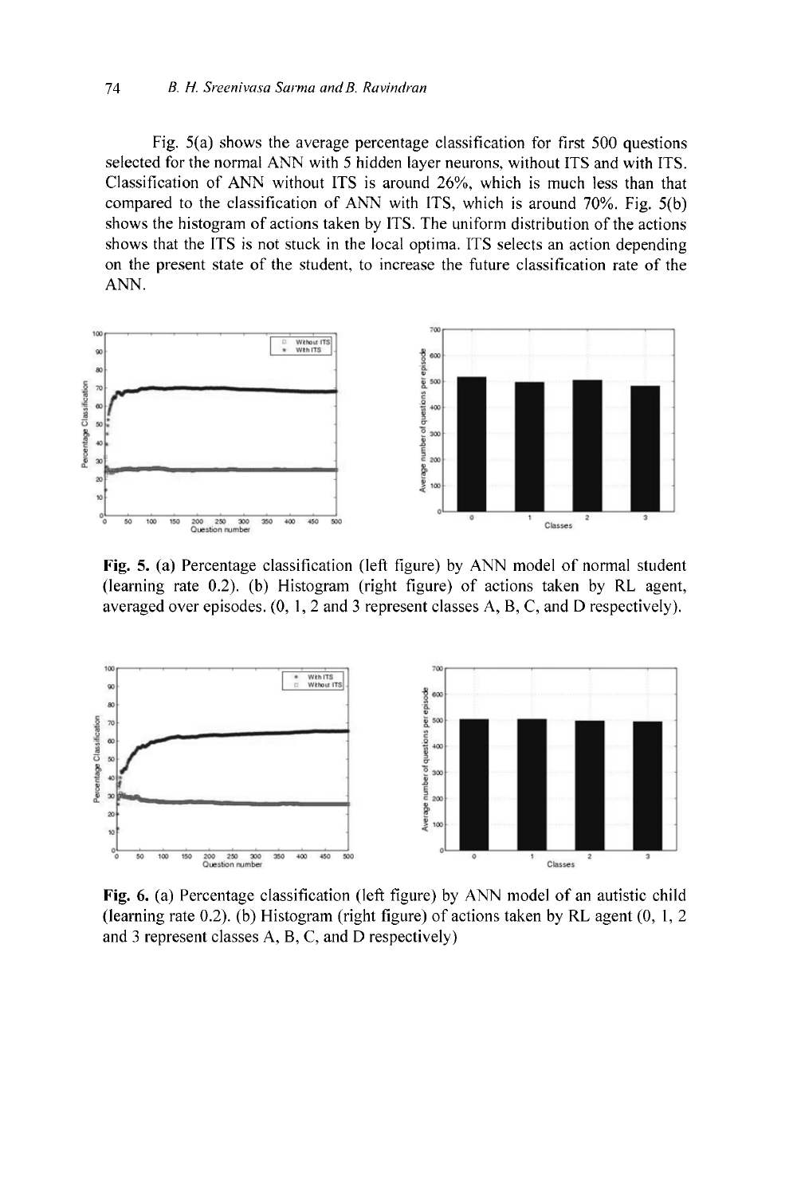Fig. 5(a) shows the average percentage classification for first 500 questions selected for the normal ANN with 5 hidden layer neurons, without ITS and with ITS. Classification of ANN without ITS is around 26%, which is much less than that compared to the classification of ANN with ITS, which is around 70%. Fig. 5(b) shows the histogram of actions taken by ITS. The uniform distribution of the actions shows that the ITS is not stuck in the local optima. ITS selects an action depending on the present state of the student, to increase the future classification rate of the ANN.

**Fig. 5.** **(a)** Percentage classification (left figure) by ANN model of normal student (learning rate 0.2). (b) Histogram (right figure) of actions taken by RL agent, averaged over episodes. (0, 1, 2 and 3 represent classes A, B, C, and D respectively).

**Fig. 6.** (a) Percentage classification (left figure) by ANN model of an autistic child (learning rate 0.2). (b) Histogram (right figure) of actions taken by RL agent (0, 1, 2 and 3 represent classes A, B, C, and D respectively)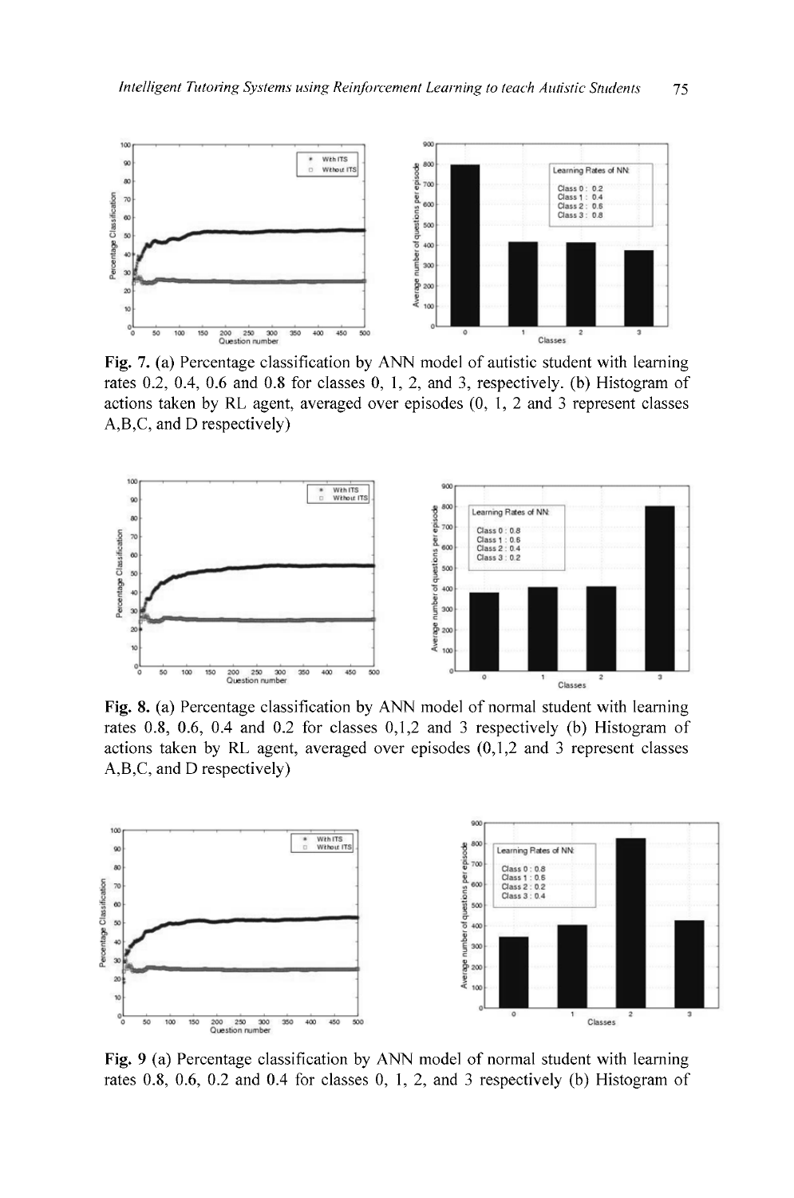**Fig. 7.** (a) Percentage classification by ANN model of autistic student with learning rates 0.2, 0.4, 0.6 and 0.8 for classes 0, 1, 2, and 3, respectively. (b) Histogram of actions taken by RL agent, averaged over episodes (0, 1, 2 and 3 represent classes A,B,C, and D respectively)

**Fig. 8.** (a) Percentage classification by ANN model of normal student with learning rates 0.8, 0.6, 0.4 and 0.2 for classes 0,1,2 and 3 respectively (b) Histogram of actions taken by RL agent, averaged over episodes (0,1,2 and 3 represent classes A,B,C, and D respectively)

**Fig. 9** (a) Percentage classification by ANN model of normal student with learning rates 0.8, 0.6, 0.2 and 0.4 for classes 0, 1, 2, and 3 respectively (b) Histogram of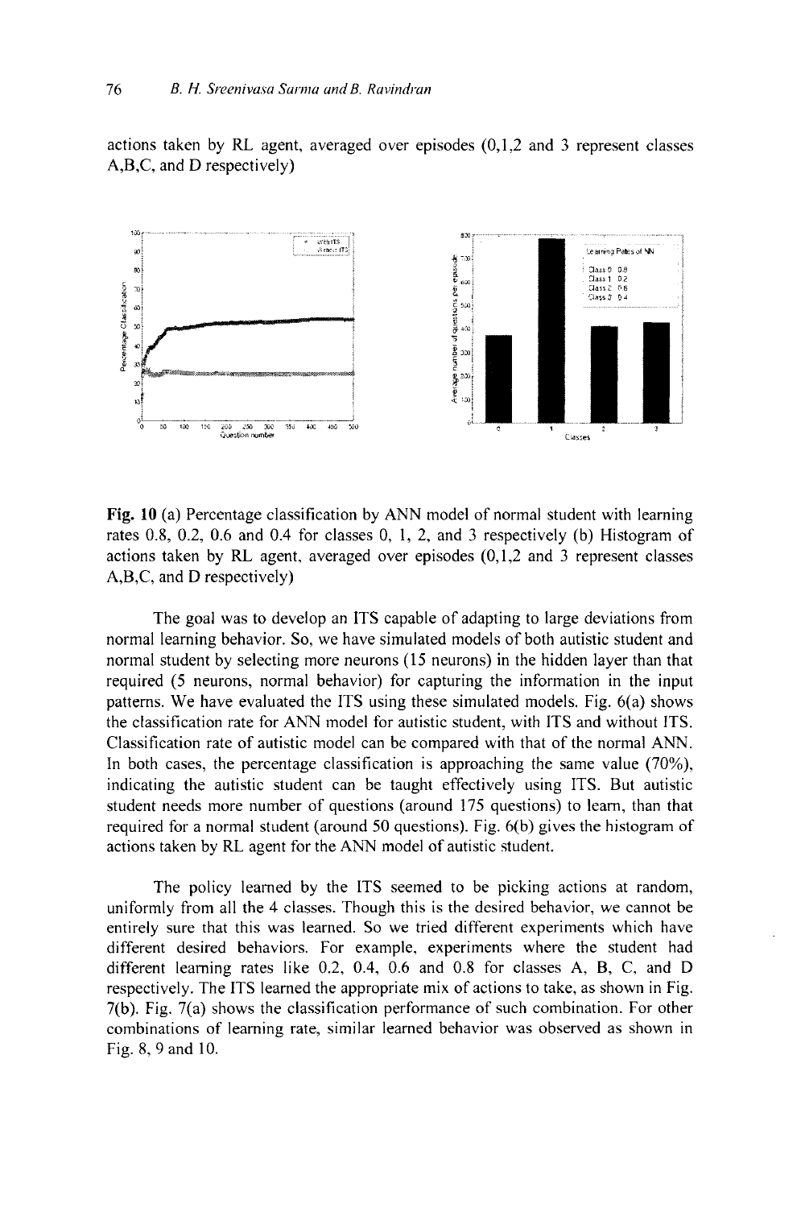actions taken by RL agent, averaged over episodes (0,1,2 and 3 represent classes A,B,C, and D respectively)

**Fig. 10** (a) Percentage classification by ANN model of normal student with learning rates 0.8, 0.2, 0.6 and 0.4 for classes 0, 1, 2, and 3 respectively (b) Histogram of actions taken by RL agent, averaged over episodes (0,1,2 and 3 represent classes A,B,C, and D respectively)

The goal was to develop an ITS capable of adapting to large deviations from normal learning behavior. So, we have simulated models of both autistic student and normal student by selecting more neurons (15 neurons) in the hidden layer than that required (5 neurons, normal behavior) for capturing the information in the input patterns. We have evaluated the ITS using these simulated models. Fig. 6(a) shows the classification rate for ANN model for autistic student, with ITS and without ITS. Classification rate of autistic model can be compared with that of the normal ANN. In both cases, the percentage classification is approaching the same value (70%), indicating the autistic student can be taught effectively using ITS. But autistic student needs more number of questions (around 175 questions) to learn, than that required for a normal student (around 50 questions). Fig. 6(b) gives the histogram of actions taken by RL agent for the ANN model of autistic student.

The policy learned by the ITS seemed to be picking actions at random, uniformly from all the 4 classes. Though this is the desired behavior, we cannot be entirely sure that this was learned. So we tried different experiments which have different desired behaviors. For example, experiments where the student had different learning rates like 0.2, 0.4, 0.6 and 0.8 for classes A, B, C, and D respectively. The ITS learned the appropriate mix of actions to take, as shown in Fig. 7(b). Fig. 7(a) shows the classification performance of such combination. For other combinations of learning rate, similar learned behavior was observed as shown in Fig. 8, 9 and 10.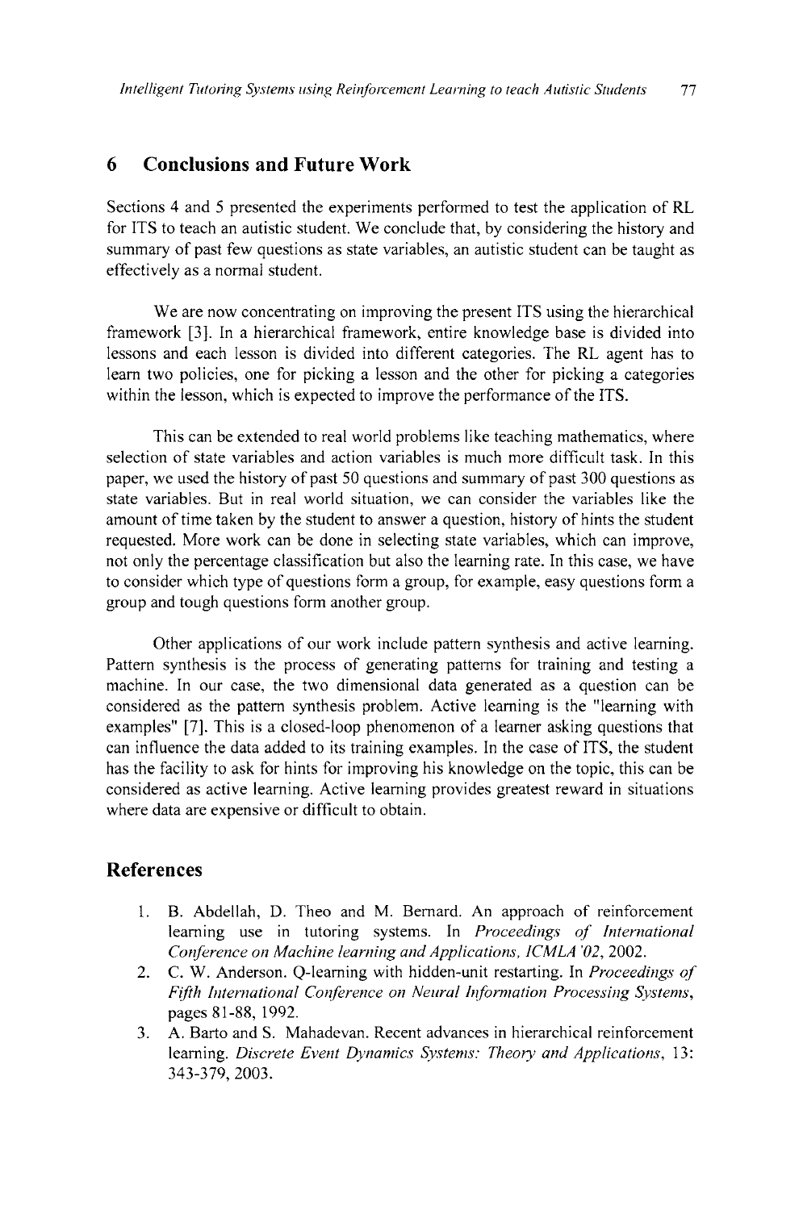## 6 Conclusions and Future Work

Sections 4 and 5 presented the experiments performed to test the application of RL for ITS to teach an autistic student. We conclude that, by considering the history and summary of past few questions as state variables, an autistic student can be taught as effectively as a normal student.

We are now concentrating on improving the present ITS using the hierarchical framework [3]. In a hierarchical framework, entire knowledge base is divided into lessons and each lesson is divided into different categories. The RL agent has to learn two policies, one for picking a lesson and the other for picking a categories within the lesson, which is expected to improve the performance of the ITS.

This can be extended to real world problems like teaching mathematics, where selection of state variables and action variables is much more difficult task. In this paper, we used the history of past 50 questions and summary of past 300 questions as state variables. But in real world situation, we can consider the variables like the amount of time taken by the student to answer a question, history of hints the student requested. More work can be done in selecting state variables, which can improve, not only the percentage classification but also the learning rate. In this case, we have to consider which type of questions form a group, for example, easy questions form a group and tough questions form another group.

Other applications of our work include pattern synthesis and active learning. Pattern synthesis is the process of generating patterns for training and testing a machine. In our case, the two dimensional data generated as a question can be considered as the pattern synthesis problem. Active learning is the "learning with examples" [7]. This is a closed-loop phenomenon of a learner asking questions that can influence the data added to its training examples. In the case of ITS, the student has the facility to ask for hints for improving his knowledge on the topic, this can be considered as active learning. Active learning provides greatest reward in situations where data are expensive or difficult to obtain.

## References

1. B. Abdellah, D. Theo and M. Bernard. An approach of reinforcement learning use in tutoring systems. In *Proceedings of International Conference on Machine learning and Applications, ICMLA'02*, 2002.
2. C. W. Anderson. Q-learning with hidden-unit restarting. In *Proceedings of Fifth International Conference on Neural Information Processing Systems*, pages 81-88, 1992.
3. A. Barto and S. Mahadevan. Recent advances in hierarchical reinforcement learning. *Discrete Event Dynamics Systems: Theory and Applications*, 13: 343-379, 2003.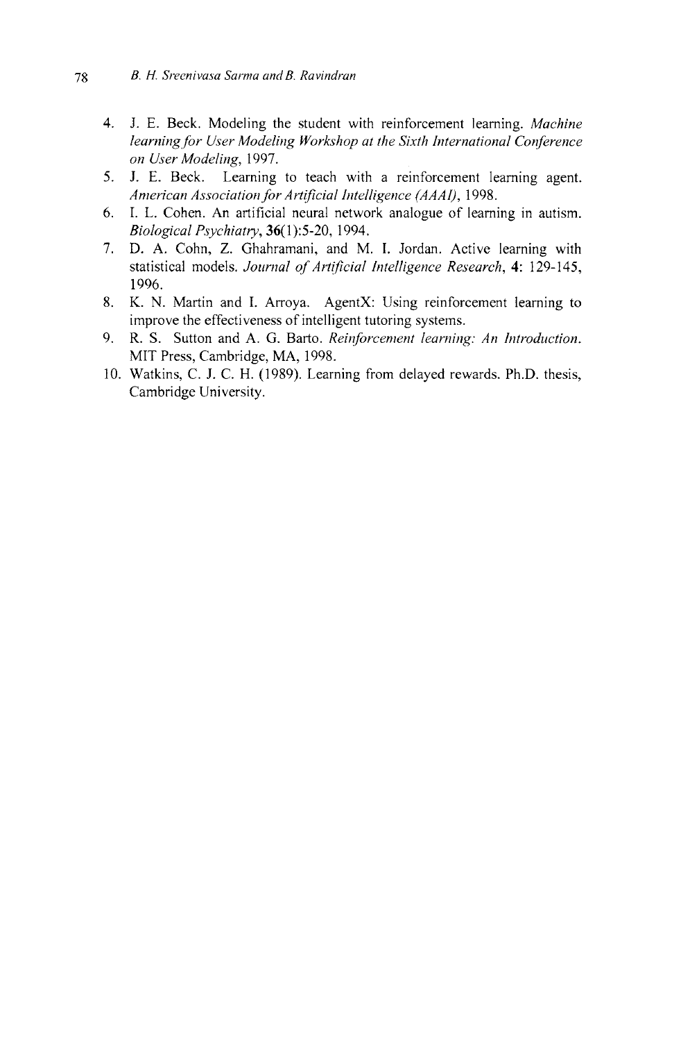4. J. E. Beck. Modeling the student with reinforcement learning. *Machine learning for User Modeling Workshop at the Sixth International Conference on User Modeling*, 1997.
5. J. E. Beck. Learning to teach with a reinforcement learning agent. *American Association for Artificial Intelligence (AAAI)*, 1998.
6. I. L. Cohen. An artificial neural network analogue of learning in autism. *Biological Psychiatry*, **36**(1):5-20, 1994.
7. D. A. Cohn, Z. Ghahramani, and M. I. Jordan. Active learning with statistical models. *Journal of Artificial Intelligence Research*, **4**: 129-145, 1996.
8. K. N. Martin and I. Arroya. AgentX: Using reinforcement learning to improve the effectiveness of intelligent tutoring systems.
9. R. S. Sutton and A. G. Barto. *Reinforcement learning: An Introduction*. MIT Press, Cambridge, MA, 1998.
10. Watkins, C. J. C. H. (1989). Learning from delayed rewards. Ph.D. thesis, Cambridge University.